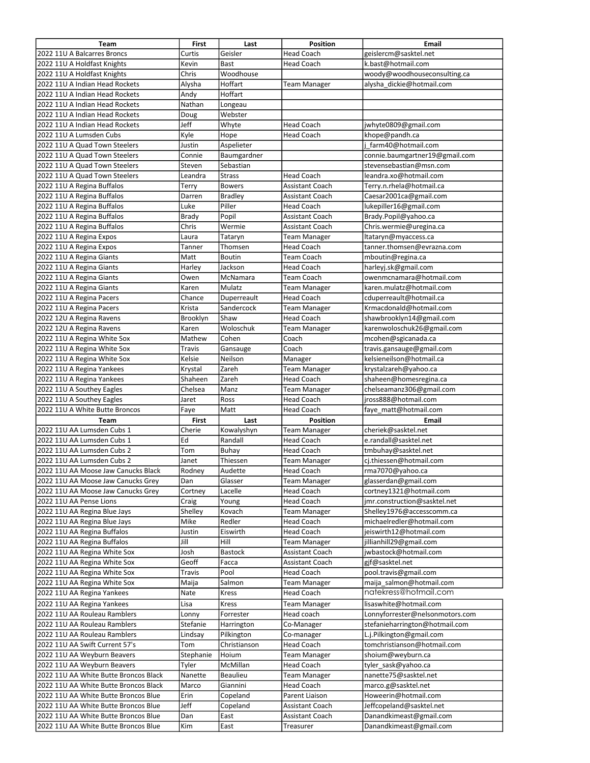| Team | First | Last | Position | Email |
|---|---|---|---|---|
| 2022 11U A Balcarres Broncs | Curtis | Geisler | Head Coach | geislercm@sasktel.net |
| 2022 11U A Holdfast Knights | Kevin | Bast | Head Coach | k.bast@hotmail.com |
| 2022 11U A Holdfast Knights | Chris | Woodhouse | | woody@woodhouseconsulting.ca |
| 2022 11U A Indian Head Rockets | Alysha | Hoffart | Team Manager | alysha_dickie@hotmail.com |
| 2022 11U A Indian Head Rockets | Andy | Hoffart | | |
| 2022 11U A Indian Head Rockets | Nathan | Longeau | | |
| 2022 11U A Indian Head Rockets | Doug | Webster | | |
| 2022 11U A Indian Head Rockets | Jeff | Whyte | Head Coach | jwhyte0809@gmail.com |
| 2022 11U A Lumsden Cubs | Kyle | Hope | Head Coach | khope@pandh.ca |
| 2022 11U A Quad Town Steelers | Justin | Aspelieter | | j_farm40@hotmail.com |
| 2022 11U A Quad Town Steelers | Connie | Baumgardner | | connie.baumgartner19@gmail.com |
| 2022 11U A Quad Town Steelers | Steven | Sebastian | | stevensebastian@msn.com |
| 2022 11U A Quad Town Steelers | Leandra | Strass | Head Coach | leandra.xo@hotmail.com |
| 2022 11U A Regina Buffalos | Terry | Bowers | Assistant Coach | Terry.n.rhela@hotmail.ca |
| 2022 11U A Regina Buffalos | Darren | Bradley | Assistant Coach | Caesar2001ca@gmail.com |
| 2022 11U A Regina Buffalos | Luke | Piller | Head Coach | lukepiller16@gmail.com |
| 2022 11U A Regina Buffalos | Brady | Popil | Assistant Coach | Brady.Popil@yahoo.ca |
| 2022 11U A Regina Buffalos | Chris | Wermie | Assistant Coach | Chris.wermie@uregina.ca |
| 2022 11U A Regina Expos | Laura | Tataryn | Team Manager | ltataryn@myaccess.ca |
| 2022 11U A Regina Expos | Tanner | Thomsen | Head Coach | tanner.thomsen@evrazna.com |
| 2022 11U A Regina Giants | Matt | Boutin | Team Coach | mboutin@regina.ca |
| 2022 11U A Regina Giants | Harley | Jackson | Head Coach | harleyj.sk@gmail.com |
| 2022 11U A Regina Giants | Owen | McNamara | Team Coach | owenmcnamara@hotmail.com |
| 2022 11U A Regina Giants | Karen | Mulatz | Team Manager | karen.mulatz@hotmail.com |
| 2022 11U A Regina Pacers | Chance | Duperreault | Head Coach | cduperreault@hotmail.ca |
| 2022 11U A Regina Pacers | Krista | Sandercock | Team Manager | Krmacdonald@hotmail.com |
| 2022 12U A Regina Ravens | Brooklyn | Shaw | Head Coach | shawbrooklyn14@gmail.com |
| 2022 12U A Regina Ravens | Karen | Woloschuk | Team Manager | karenwoloschuk26@gmail.com |
| 2022 11U A Regina White Sox | Mathew | Cohen | Coach | mcohen@sgicanada.ca |
| 2022 11U A Regina White Sox | Travis | Gansauge | Coach | travis.gansauge@gmail.com |
| 2022 11U A Regina White Sox | Kelsie | Neilson | Manager | kelsieneilson@hotmail.ca |
| 2022 11U A Regina Yankees | Krystal | Zareh | Team Manager | krystalzareh@yahoo.ca |
| 2022 11U A Regina Yankees | Shaheen | Zareh | Head Coach | shaheen@homesregina.ca |
| 2022 11U A Southey Eagles | Chelsea | Manz | Team Manager | chelseamanz306@gmail.com |
| 2022 11U A Southey Eagles | Jaret | Ross | Head Coach | jross888@hotmail.com |
| 2022 11U A White Butte Broncos | Faye | Matt | Head Coach | faye_matt@hotmail.com |
| **Team** | **First** | **Last** | **Position** | **Email** |
| 2022 11U AA Lumsden Cubs 1 | Cherie | Kowalyshyn | Team Manager | cheriek@sasktel.net |
| 2022 11U AA Lumsden Cubs 1 | Ed | Randall | Head Coach | e.randall@sasktel.net |
| 2022 11U AA Lumsden Cubs 2 | Tom | Buhay | Head Coach | tmbuhay@sasktel.net |
| 2022 11U AA Lumsden Cubs 2 | Janet | Thiessen | Team Manager | cj.thiessen@hotmail.com |
| 2022 11U AA Moose Jaw Canucks Black | Rodney | Audette | Head Coach | rma7070@yahoo.ca |
| 2022 11U AA Moose Jaw Canucks Grey | Dan | Glasser | Team Manager | glasserdan@gmail.com |
| 2022 11U AA Moose Jaw Canucks Grey | Cortney | Lacelle | Head Coach | cortney1321@hotmail.com |
| 2022 11U AA Pense Lions | Craig | Young | Head Coach | jmr.construction@sasktel.net |
| 2022 11U AA Regina Blue Jays | Shelley | Kovach | Team Manager | Shelley1976@accesscomm.ca |
| 2022 11U AA Regina Blue Jays | Mike | Redler | Head Coach | michaelredler@hotmail.com |
| 2022 11U AA Regina Buffalos | Justin | Eiswirth | Head Coach | jeiswirth12@hotmail.com |
| 2022 11U AA Regina Buffalos | Jill | Hill | Team Manager | jillianhill29@gmail.com |
| 2022 11U AA Regina White Sox | Josh | Bastock | Assistant Coach | jwbastock@hotmail.com |
| 2022 11U AA Regina White Sox | Geoff | Facca | Assistant Coach | gjf@sasktel.net |
| 2022 11U AA Regina White Sox | Travis | Pool | Head Coach | pool.travis@gmail.com |
| 2022 11U AA Regina White Sox | Maija | Salmon | Team Manager | maija_salmon@hotmail.com |
| 2022 11U AA Regina Yankees | Nate | Kress | Head Coach | natekress@hotmail.com |
| 2022 11U AA Regina Yankees | Lisa | Kress | Team Manager | lisaswhite@hotmail.com |
| 2022 11U AA Rouleau Ramblers | Lonny | Forrester | Head coach | Lonnyforrester@nelsonmotors.com |
| 2022 11U AA Rouleau Ramblers | Stefanie | Harrington | Co-Manager | stefanieharrington@hotmail.com |
| 2022 11U AA Rouleau Ramblers | Lindsay | Pilkington | Co-manager | L.j.Pilkington@gmail.com |
| 2022 11U AA Swift Current 57's | Tom | Christianson | Head Coach | tomchristianson@hotmail.com |
| 2022 11U AA Weyburn Beavers | Stephanie | Hoium | Team Manager | shoium@weyburn.ca |
| 2022 11U AA Weyburn Beavers | Tyler | McMillan | Head Coach | tyler_sask@yahoo.ca |
| 2022 11U AA White Butte Broncos Black | Nanette | Beaulieu | Team Manager | nanette75@sasktel.net |
| 2022 11U AA White Butte Broncos Black | Marco | Giannini | Head Coach | marco.g@sasktel.net |
| 2022 11U AA White Butte Broncos Blue | Erin | Copeland | Parent Liaison | Howeerin@hotmail.com |
| 2022 11U AA White Butte Broncos Blue | Jeff | Copeland | Assistant Coach | Jeffcopeland@sasktel.net |
| 2022 11U AA White Butte Broncos Blue | Dan | East | Assistant Coach | Danandkimeast@gmail.com |
| 2022 11U AA White Butte Broncos Blue | Kim | East | Treasurer | Danandkimeast@gmail.com |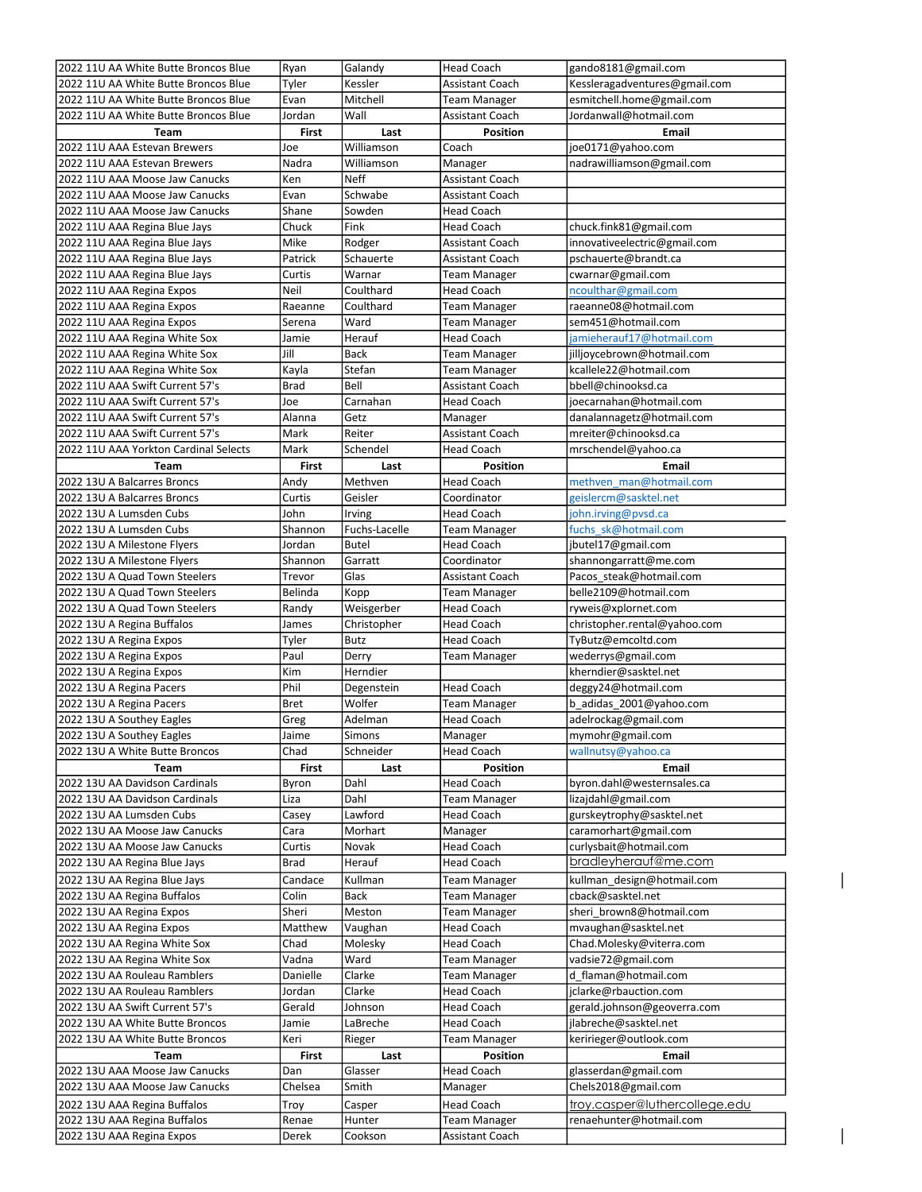| 2022 11U AA White Butte Broncos Blue | Ryan | Galandy | Head Coach | gando8181@gmail.com |
|---|---|---|---|---|
| 2022 11U AA White Butte Broncos Blue | Tyler | Kessler | Assistant Coach | Kessleragadventures@gmail.com |
| 2022 11U AA White Butte Broncos Blue | Evan | Mitchell | Team Manager | esmitchell.home@gmail.com |
| 2022 11U AA White Butte Broncos Blue | Jordan | Wall | Assistant Coach | Jordanwall@hotmail.com |

| Team | First | Last | Position | Email |
|---|---|---|---|---|
| 2022 11U AAA Estevan Brewers | Joe | Williamson | Coach | joe0171@yahoo.com |
| 2022 11U AAA Estevan Brewers | Nadra | Williamson | Manager | nadrawilliamson@gmail.com |
| 2022 11U AAA Moose Jaw Canucks | Ken | Neff | Assistant Coach | |
| 2022 11U AAA Moose Jaw Canucks | Evan | Schwabe | Assistant Coach | |
| 2022 11U AAA Moose Jaw Canucks | Shane | Sowden | Head Coach | |
| 2022 11U AAA Regina Blue Jays | Chuck | Fink | Head Coach | chuck.fink81@gmail.com |
| 2022 11U AAA Regina Blue Jays | Mike | Rodger | Assistant Coach | innovativeelectric@gmail.com |
| 2022 11U AAA Regina Blue Jays | Patrick | Schauerte | Assistant Coach | pschauerte@brandt.ca |
| 2022 11U AAA Regina Blue Jays | Curtis | Warnar | Team Manager | cwarnar@gmail.com |
| 2022 11U AAA Regina Expos | Neil | Coulthard | Head Coach | ncoulthar@gmail.com |
| 2022 11U AAA Regina Expos | Raeanne | Coulthard | Team Manager | raeanne08@hotmail.com |
| 2022 11U AAA Regina Expos | Serena | Ward | Team Manager | sem451@hotmail.com |
| 2022 11U AAA Regina White Sox | Jamie | Herauf | Head Coach | jamieherauf17@hotmail.com |
| 2022 11U AAA Regina White Sox | Jill | Back | Team Manager | jilljoycebrown@hotmail.com |
| 2022 11U AAA Regina White Sox | Kayla | Stefan | Team Manager | kcallele22@hotmail.com |
| 2022 11U AAA Swift Current 57's | Brad | Bell | Assistant Coach | bbell@chinooksd.ca |
| 2022 11U AAA Swift Current 57's | Joe | Carnahan | Head Coach | joecarnahan@hotmail.com |
| 2022 11U AAA Swift Current 57's | Alanna | Getz | Manager | danalannagetz@hotmail.com |
| 2022 11U AAA Swift Current 57's | Mark | Reiter | Assistant Coach | mreiter@chinooksd.ca |
| 2022 11U AAA Yorkton Cardinal Selects | Mark | Schendel | Head Coach | mrschendel@yahoo.ca |

| Team | First | Last | Position | Email |
|---|---|---|---|---|
| 2022 13U A Balcarres Broncs | Andy | Methven | Head Coach | methven_man@hotmail.com |
| 2022 13U A Balcarres Broncs | Curtis | Geisler | Coordinator | geislercm@sasktel.net |
| 2022 13U A Lumsden Cubs | John | Irving | Head Coach | john.irving@pvsd.ca |
| 2022 13U A Lumsden Cubs | Shannon | Fuchs-Lacelle | Team Manager | fuchs_sk@hotmail.com |
| 2022 13U A Milestone Flyers | Jordan | Butel | Head Coach | jbutel17@gmail.com |
| 2022 13U A Milestone Flyers | Shannon | Garratt | Coordinator | shannongarratt@me.com |
| 2022 13U A Quad Town Steelers | Trevor | Glas | Assistant Coach | Pacos_steak@hotmail.com |
| 2022 13U A Quad Town Steelers | Belinda | Kopp | Team Manager | belle2109@hotmail.com |
| 2022 13U A Quad Town Steelers | Randy | Weisgerber | Head Coach | ryweis@xplornet.com |
| 2022 13U A Regina Buffalos | James | Christopher | Head Coach | christopher.rental@yahoo.com |
| 2022 13U A Regina Expos | Tyler | Butz | Head Coach | TyButz@emcoltd.com |
| 2022 13U A Regina Expos | Paul | Derry | Team Manager | wederrys@gmail.com |
| 2022 13U A Regina Expos | Kim | Herndier | | kherndier@sasktel.net |
| 2022 13U A Regina Pacers | Phil | Degenstein | Head Coach | deggy24@hotmail.com |
| 2022 13U A Regina Pacers | Bret | Wolfer | Team Manager | b_adidas_2001@yahoo.com |
| 2022 13U A Southey Eagles | Greg | Adelman | Head Coach | adelrockag@gmail.com |
| 2022 13U A Southey Eagles | Jaime | Simons | Manager | mymohr@gmail.com |
| 2022 13U A White Butte Broncos | Chad | Schneider | Head Coach | wallnutsy@yahoo.ca |

| Team | First | Last | Position | Email |
|---|---|---|---|---|
| 2022 13U AA Davidson Cardinals | Byron | Dahl | Head Coach | byron.dahl@westernsales.ca |
| 2022 13U AA Davidson Cardinals | Liza | Dahl | Team Manager | lizajdahl@gmail.com |
| 2022 13U AA Lumsden Cubs | Casey | Lawford | Head Coach | gurskeytrophy@sasktel.net |
| 2022 13U AA Moose Jaw Canucks | Cara | Morhart | Manager | caramorhart@gmail.com |
| 2022 13U AA Moose Jaw Canucks | Curtis | Novak | Head Coach | curlysbait@hotmail.com |
| 2022 13U AA Regina Blue Jays | Brad | Herauf | Head Coach | bradleyherauf@me.com |
| 2022 13U AA Regina Blue Jays | Candace | Kullman | Team Manager | kullman_design@hotmail.com |
| 2022 13U AA Regina Buffalos | Colin | Back | Team Manager | cback@sasktel.net |
| 2022 13U AA Regina Expos | Sheri | Meston | Team Manager | sheri_brown8@hotmail.com |
| 2022 13U AA Regina Expos | Matthew | Vaughan | Head Coach | mvaughan@sasktel.net |
| 2022 13U AA Regina White Sox | Chad | Molesky | Head Coach | Chad.Molesky@viterra.com |
| 2022 13U AA Regina White Sox | Vadna | Ward | Team Manager | vadsie72@gmail.com |
| 2022 13U AA Rouleau Ramblers | Danielle | Clarke | Team Manager | d_flaman@hotmail.com |
| 2022 13U AA Rouleau Ramblers | Jordan | Clarke | Head Coach | jclarke@rbauction.com |
| 2022 13U AA Swift Current 57's | Gerald | Johnson | Head Coach | gerald.johnson@geoverra.com |
| 2022 13U AA White Butte Broncos | Jamie | LaBreche | Head Coach | jlabreche@sasktel.net |
| 2022 13U AA White Butte Broncos | Keri | Rieger | Team Manager | keririeger@outlook.com |

| Team | First | Last | Position | Email |
|---|---|---|---|---|
| 2022 13U AAA Moose Jaw Canucks | Dan | Glasser | Head Coach | glasserdan@gmail.com |
| 2022 13U AAA Moose Jaw Canucks | Chelsea | Smith | Manager | Chels2018@gmail.com |
| 2022 13U AAA Regina Buffalos | Troy | Casper | Head Coach | troy.casper@luthercollege.edu |
| 2022 13U AAA Regina Buffalos | Renae | Hunter | Team Manager | renaehunter@hotmail.com |
| 2022 13U AAA Regina Expos | Derek | Cookson | Assistant Coach | |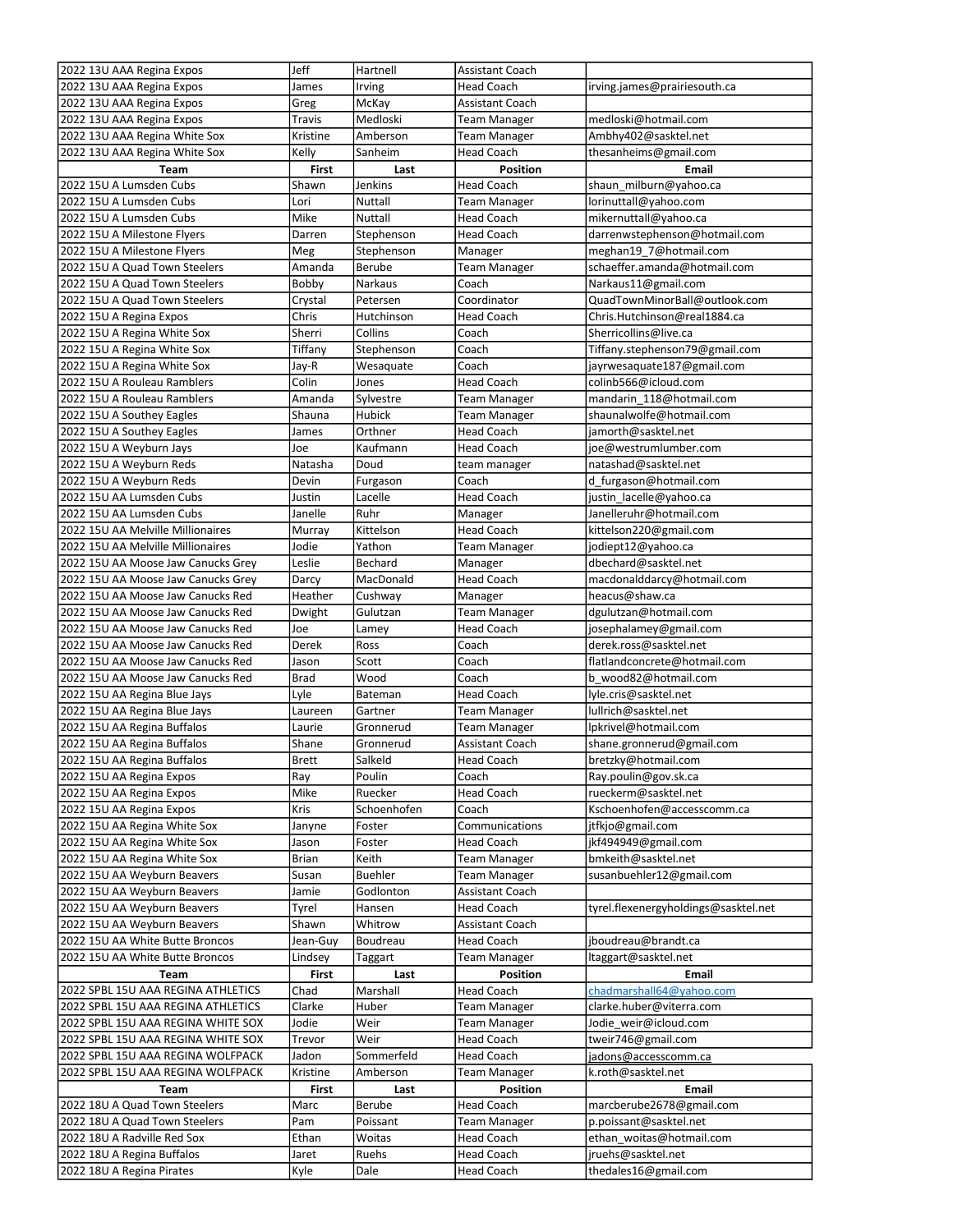| 2022 13U AAA Regina Expos | Jeff | Hartnell | Assistant Coach | |
|---|---|---|---|---|
| 2022 13U AAA Regina Expos | James | Irving | Head Coach | irving.james@prairiesouth.ca |
| 2022 13U AAA Regina Expos | Greg | McKay | Assistant Coach | |
| 2022 13U AAA Regina Expos | Travis | Medloski | Team Manager | medloski@hotmail.com |
| 2022 13U AAA Regina White Sox | Kristine | Amberson | Team Manager | Ambhy402@sasktel.net |
| 2022 13U AAA Regina White Sox | Kelly | Sanheim | Head Coach | thesanheims@gmail.com |
| **Team** | **First** | **Last** | **Position** | **Email** |
| 2022 15U A Lumsden Cubs | Shawn | Jenkins | Head Coach | shaun_milburn@yahoo.ca |
| 2022 15U A Lumsden Cubs | Lori | Nuttall | Team Manager | lorinuttall@yahoo.com |
| 2022 15U A Lumsden Cubs | Mike | Nuttall | Head Coach | mikernuttall@yahoo.ca |
| 2022 15U A Milestone Flyers | Darren | Stephenson | Head Coach | darrenwstephenson@hotmail.com |
| 2022 15U A Milestone Flyers | Meg | Stephenson | Manager | meghan19_7@hotmail.com |
| 2022 15U A Quad Town Steelers | Amanda | Berube | Team Manager | schaeffer.amanda@hotmail.com |
| 2022 15U A Quad Town Steelers | Bobby | Narkaus | Coach | Narkaus11@gmail.com |
| 2022 15U A Quad Town Steelers | Crystal | Petersen | Coordinator | QuadTownMinorBall@outlook.com |
| 2022 15U A Regina Expos | Chris | Hutchinson | Head Coach | Chris.Hutchinson@real1884.ca |
| 2022 15U A Regina White Sox | Sherri | Collins | Coach | Sherricollins@live.ca |
| 2022 15U A Regina White Sox | Tiffany | Stephenson | Coach | Tiffany.stephenson79@gmail.com |
| 2022 15U A Regina White Sox | Jay-R | Wesaquate | Coach | jayrwesaquate187@gmail.com |
| 2022 15U A Rouleau Ramblers | Colin | Jones | Head Coach | colinb566@icloud.com |
| 2022 15U A Rouleau Ramblers | Amanda | Sylvestre | Team Manager | mandarin_118@hotmail.com |
| 2022 15U A Southey Eagles | Shauna | Hubick | Team Manager | shaunalwolfe@hotmail.com |
| 2022 15U A Southey Eagles | James | Orthner | Head Coach | jamorth@sasktel.net |
| 2022 15U A Weyburn Jays | Joe | Kaufmann | Head Coach | joe@westrumlumber.com |
| 2022 15U A Weyburn Reds | Natasha | Doud | team manager | natashad@sasktel.net |
| 2022 15U A Weyburn Reds | Devin | Furgason | Coach | d_furgason@hotmail.com |
| 2022 15U AA Lumsden Cubs | Justin | Lacelle | Head Coach | justin_lacelle@yahoo.ca |
| 2022 15U AA Lumsden Cubs | Janelle | Ruhr | Manager | Janelleruhr@hotmail.com |
| 2022 15U AA Melville Millionaires | Murray | Kittelson | Head Coach | kittelson220@gmail.com |
| 2022 15U AA Melville Millionaires | Jodie | Yathon | Team Manager | jodiept12@yahoo.ca |
| 2022 15U AA Moose Jaw Canucks Grey | Leslie | Bechard | Manager | dbechard@sasktel.net |
| 2022 15U AA Moose Jaw Canucks Grey | Darcy | MacDonald | Head Coach | macdonalddarcy@hotmail.com |
| 2022 15U AA Moose Jaw Canucks Red | Heather | Cushway | Manager | heacus@shaw.ca |
| 2022 15U AA Moose Jaw Canucks Red | Dwight | Gulutzan | Team Manager | dgulutzan@hotmail.com |
| 2022 15U AA Moose Jaw Canucks Red | Joe | Lamey | Head Coach | josephalamey@gmail.com |
| 2022 15U AA Moose Jaw Canucks Red | Derek | Ross | Coach | derek.ross@sasktel.net |
| 2022 15U AA Moose Jaw Canucks Red | Jason | Scott | Coach | flatlandconcrete@hotmail.com |
| 2022 15U AA Moose Jaw Canucks Red | Brad | Wood | Coach | b_wood82@hotmail.com |
| 2022 15U AA Regina Blue Jays | Lyle | Bateman | Head Coach | lyle.cris@sasktel.net |
| 2022 15U AA Regina Blue Jays | Laureen | Gartner | Team Manager | lullrich@sasktel.net |
| 2022 15U AA Regina Buffalos | Laurie | Gronnerud | Team Manager | lpkrivel@hotmail.com |
| 2022 15U AA Regina Buffalos | Shane | Gronnerud | Assistant Coach | shane.gronnerud@gmail.com |
| 2022 15U AA Regina Buffalos | Brett | Salkeld | Head Coach | bretzky@hotmail.com |
| 2022 15U AA Regina Expos | Ray | Poulin | Coach | Ray.poulin@gov.sk.ca |
| 2022 15U AA Regina Expos | Mike | Ruecker | Head Coach | rueckerm@sasktel.net |
| 2022 15U AA Regina Expos | Kris | Schoenhofen | Coach | Kschoenhofen@accesscomm.ca |
| 2022 15U AA Regina White Sox | Janyne | Foster | Communications | jtfkjo@gmail.com |
| 2022 15U AA Regina White Sox | Jason | Foster | Head Coach | jkf494949@gmail.com |
| 2022 15U AA Regina White Sox | Brian | Keith | Team Manager | bmkeith@sasktel.net |
| 2022 15U AA Weyburn Beavers | Susan | Buehler | Team Manager | susanbuehler12@gmail.com |
| 2022 15U AA Weyburn Beavers | Jamie | Godlonton | Assistant Coach | |
| 2022 15U AA Weyburn Beavers | Tyrel | Hansen | Head Coach | tyrel.flexenergyholdings@sasktel.net |
| 2022 15U AA Weyburn Beavers | Shawn | Whitrow | Assistant Coach | |
| 2022 15U AA White Butte Broncos | Jean-Guy | Boudreau | Head Coach | jboudreau@brandt.ca |
| 2022 15U AA White Butte Broncos | Lindsey | Taggart | Team Manager | ltaggart@sasktel.net |
| **Team** | **First** | **Last** | **Position** | **Email** |
| 2022 SPBL 15U AAA REGINA ATHLETICS | Chad | Marshall | Head Coach | chadmarshall64@yahoo.com |
| 2022 SPBL 15U AAA REGINA ATHLETICS | Clarke | Huber | Team Manager | clarke.huber@viterra.com |
| 2022 SPBL 15U AAA REGINA WHITE SOX | Jodie | Weir | Team Manager | Jodie_weir@icloud.com |
| 2022 SPBL 15U AAA REGINA WHITE SOX | Trevor | Weir | Head Coach | tweir746@gmail.com |
| 2022 SPBL 15U AAA REGINA WOLFPACK | Jadon | Sommerfeld | Head Coach | jadons@accesscomm.ca |
| 2022 SPBL 15U AAA REGINA WOLFPACK | Kristine | Amberson | Team Manager | k.roth@sasktel.net |
| **Team** | **First** | **Last** | **Position** | **Email** |
| 2022 18U A Quad Town Steelers | Marc | Berube | Head Coach | marcberube2678@gmail.com |
| 2022 18U A Quad Town Steelers | Pam | Poissant | Team Manager | p.poissant@sasktel.net |
| 2022 18U A Radville Red Sox | Ethan | Woitas | Head Coach | ethan_woitas@hotmail.com |
| 2022 18U A Regina Buffalos | Jaret | Ruehs | Head Coach | jruehs@sasktel.net |
| 2022 18U A Regina Pirates | Kyle | Dale | Head Coach | thedales16@gmail.com |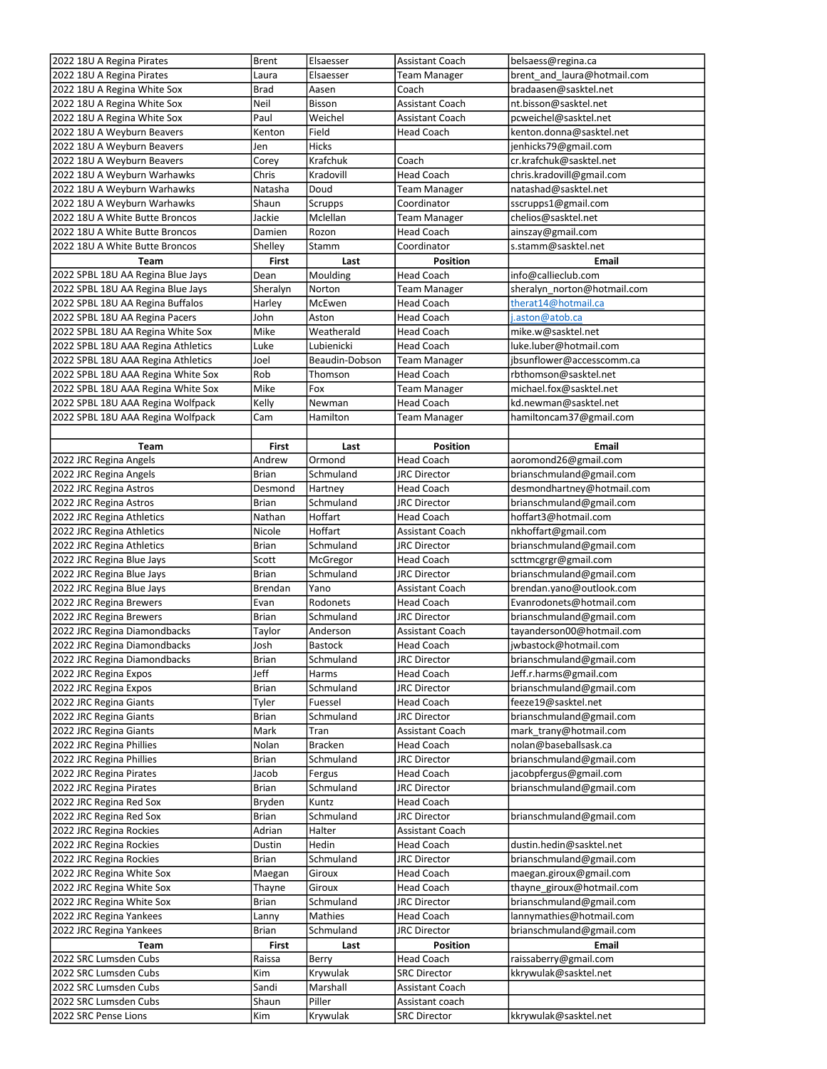| 2022 18U A Regina Pirates | Brent | Elsaesser | Assistant Coach | belsaess@regina.ca |
|---|---|---|---|---|
| 2022 18U A Regina Pirates | Laura | Elsaesser | Team Manager | brent_and_laura@hotmail.com |
| 2022 18U A Regina White Sox | Brad | Aasen | Coach | bradaasen@sasktel.net |
| 2022 18U A Regina White Sox | Neil | Bisson | Assistant Coach | nt.bisson@sasktel.net |
| 2022 18U A Regina White Sox | Paul | Weichel | Assistant Coach | pcweichel@sasktel.net |
| 2022 18U A Weyburn Beavers | Kenton | Field | Head Coach | kenton.donna@sasktel.net |
| 2022 18U A Weyburn Beavers | Jen | Hicks | | jenhicks79@gmail.com |
| 2022 18U A Weyburn Beavers | Corey | Krafchuk | Coach | cr.krafchuk@sasktel.net |
| 2022 18U A Weyburn Warhawks | Chris | Kradovill | Head Coach | chris.kradovill@gmail.com |
| 2022 18U A Weyburn Warhawks | Natasha | Doud | Team Manager | natashad@sasktel.net |
| 2022 18U A Weyburn Warhawks | Shaun | Scrupps | Coordinator | sscrupps1@gmail.com |
| 2022 18U A White Butte Broncos | Jackie | Mclellan | Team Manager | chelios@sasktel.net |
| 2022 18U A White Butte Broncos | Damien | Rozon | Head Coach | ainszay@gmail.com |
| 2022 18U A White Butte Broncos | Shelley | Stamm | Coordinator | s.stamm@sasktel.net |
| **Team** | **First** | **Last** | **Position** | **Email** |
| 2022 SPBL 18U AA Regina Blue Jays | Dean | Moulding | Head Coach | info@callieclub.com |
| 2022 SPBL 18U AA Regina Blue Jays | Sheralyn | Norton | Team Manager | sheralyn_norton@hotmail.com |
| 2022 SPBL 18U AA Regina Buffalos | Harley | McEwen | Head Coach | therat14@hotmail.ca |
| 2022 SPBL 18U AA Regina Pacers | John | Aston | Head Coach | j.aston@atob.ca |
| 2022 SPBL 18U AA Regina White Sox | Mike | Weatherald | Head Coach | mike.w@sasktel.net |
| 2022 SPBL 18U AAA Regina Athletics | Luke | Lubienicki | Head Coach | luke.luber@hotmail.com |
| 2022 SPBL 18U AAA Regina Athletics | Joel | Beaudin-Dobson | Team Manager | jbsunflower@accesscomm.ca |
| 2022 SPBL 18U AAA Regina White Sox | Rob | Thomson | Head Coach | rbthomson@sasktel.net |
| 2022 SPBL 18U AAA Regina White Sox | Mike | Fox | Team Manager | michael.fox@sasktel.net |
| 2022 SPBL 18U AAA Regina Wolfpack | Kelly | Newman | Head Coach | kd.newman@sasktel.net |
| 2022 SPBL 18U AAA Regina Wolfpack | Cam | Hamilton | Team Manager | hamiltoncam37@gmail.com |
| | | | | |
| **Team** | **First** | **Last** | **Position** | **Email** |
| 2022 JRC Regina Angels | Andrew | Ormond | Head Coach | aoromond26@gmail.com |
| 2022 JRC Regina Angels | Brian | Schmuland | JRC Director | brianschmuland@gmail.com |
| 2022 JRC Regina Astros | Desmond | Hartney | Head Coach | desmondhartney@hotmail.com |
| 2022 JRC Regina Astros | Brian | Schmuland | JRC Director | brianschmuland@gmail.com |
| 2022 JRC Regina Athletics | Nathan | Hoffart | Head Coach | hoffart3@hotmail.com |
| 2022 JRC Regina Athletics | Nicole | Hoffart | Assistant Coach | nkhoffart@gmail.com |
| 2022 JRC Regina Athletics | Brian | Schmuland | JRC Director | brianschmuland@gmail.com |
| 2022 JRC Regina Blue Jays | Scott | McGregor | Head Coach | scttmcgrgr@gmail.com |
| 2022 JRC Regina Blue Jays | Brian | Schmuland | JRC Director | brianschmuland@gmail.com |
| 2022 JRC Regina Blue Jays | Brendan | Yano | Assistant Coach | brendan.yano@outlook.com |
| 2022 JRC Regina Brewers | Evan | Rodonets | Head Coach | Evanrodonets@hotmail.com |
| 2022 JRC Regina Brewers | Brian | Schmuland | JRC Director | brianschmuland@gmail.com |
| 2022 JRC Regina Diamondbacks | Taylor | Anderson | Assistant Coach | tayanderson00@hotmail.com |
| 2022 JRC Regina Diamondbacks | Josh | Bastock | Head Coach | jwbastock@hotmail.com |
| 2022 JRC Regina Diamondbacks | Brian | Schmuland | JRC Director | brianschmuland@gmail.com |
| 2022 JRC Regina Expos | Jeff | Harms | Head Coach | Jeff.r.harms@gmail.com |
| 2022 JRC Regina Expos | Brian | Schmuland | JRC Director | brianschmuland@gmail.com |
| 2022 JRC Regina Giants | Tyler | Fuessel | Head Coach | feeze19@sasktel.net |
| 2022 JRC Regina Giants | Brian | Schmuland | JRC Director | brianschmuland@gmail.com |
| 2022 JRC Regina Giants | Mark | Tran | Assistant Coach | mark_trany@hotmail.com |
| 2022 JRC Regina Phillies | Nolan | Bracken | Head Coach | nolan@baseballsask.ca |
| 2022 JRC Regina Phillies | Brian | Schmuland | JRC Director | brianschmuland@gmail.com |
| 2022 JRC Regina Pirates | Jacob | Fergus | Head Coach | jacobpfergus@gmail.com |
| 2022 JRC Regina Pirates | Brian | Schmuland | JRC Director | brianschmuland@gmail.com |
| 2022 JRC Regina Red Sox | Bryden | Kuntz | Head Coach | |
| 2022 JRC Regina Red Sox | Brian | Schmuland | JRC Director | brianschmuland@gmail.com |
| 2022 JRC Regina Rockies | Adrian | Halter | Assistant Coach | |
| 2022 JRC Regina Rockies | Dustin | Hedin | Head Coach | dustin.hedin@sasktel.net |
| 2022 JRC Regina Rockies | Brian | Schmuland | JRC Director | brianschmuland@gmail.com |
| 2022 JRC Regina White Sox | Maegan | Giroux | Head Coach | maegan.giroux@gmail.com |
| 2022 JRC Regina White Sox | Thayne | Giroux | Head Coach | thayne_giroux@hotmail.com |
| 2022 JRC Regina White Sox | Brian | Schmuland | JRC Director | brianschmuland@gmail.com |
| 2022 JRC Regina Yankees | Lanny | Mathies | Head Coach | lannymathies@hotmail.com |
| 2022 JRC Regina Yankees | Brian | Schmuland | JRC Director | brianschmuland@gmail.com |
| **Team** | **First** | **Last** | **Position** | **Email** |
| 2022 SRC Lumsden Cubs | Raissa | Berry | Head Coach | raissaberry@gmail.com |
| 2022 SRC Lumsden Cubs | Kim | Krywulak | SRC Director | kkrywulak@sasktel.net |
| 2022 SRC Lumsden Cubs | Sandi | Marshall | Assistant Coach | |
| 2022 SRC Lumsden Cubs | Shaun | Piller | Assistant coach | |
| 2022 SRC Pense Lions | Kim | Krywulak | SRC Director | kkrywulak@sasktel.net |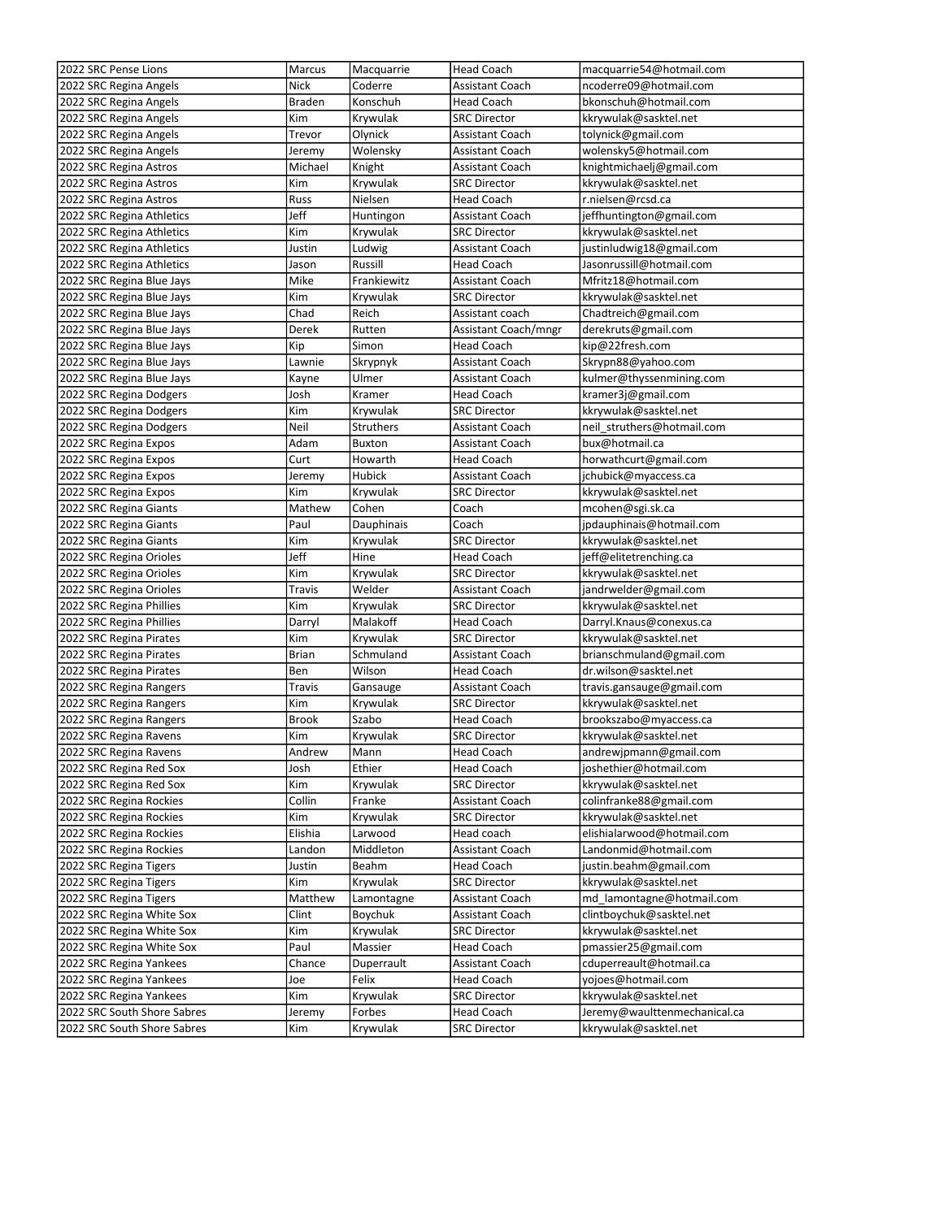| | | | | |
|---|---|---|---|---|
| 2022 SRC Pense Lions | Marcus | Macquarrie | Head Coach | macquarrie54@hotmail.com |
| 2022 SRC Regina Angels | Nick | Coderre | Assistant Coach | ncoderre09@hotmail.com |
| 2022 SRC Regina Angels | Braden | Konschuh | Head Coach | bkonschuh@hotmail.com |
| 2022 SRC Regina Angels | Kim | Krywulak | SRC Director | kkrywulak@sasktel.net |
| 2022 SRC Regina Angels | Trevor | Olynick | Assistant Coach | tolynick@gmail.com |
| 2022 SRC Regina Angels | Jeremy | Wolensky | Assistant Coach | wolensky5@hotmail.com |
| 2022 SRC Regina Astros | Michael | Knight | Assistant Coach | knightmichaelj@gmail.com |
| 2022 SRC Regina Astros | Kim | Krywulak | SRC Director | kkrywulak@sasktel.net |
| 2022 SRC Regina Astros | Russ | Nielsen | Head Coach | r.nielsen@rcsd.ca |
| 2022 SRC Regina Athletics | Jeff | Huntingon | Assistant Coach | jeffhuntington@gmail.com |
| 2022 SRC Regina Athletics | Kim | Krywulak | SRC Director | kkrywulak@sasktel.net |
| 2022 SRC Regina Athletics | Justin | Ludwig | Assistant Coach | justinludwig18@gmail.com |
| 2022 SRC Regina Athletics | Jason | Russill | Head Coach | Jasonrussill@hotmail.com |
| 2022 SRC Regina Blue Jays | Mike | Frankiewitz | Assistant Coach | Mfritz18@hotmail.com |
| 2022 SRC Regina Blue Jays | Kim | Krywulak | SRC Director | kkrywulak@sasktel.net |
| 2022 SRC Regina Blue Jays | Chad | Reich | Assistant coach | Chadtreich@gmail.com |
| 2022 SRC Regina Blue Jays | Derek | Rutten | Assistant Coach/mngr | derekruts@gmail.com |
| 2022 SRC Regina Blue Jays | Kip | Simon | Head Coach | kip@22fresh.com |
| 2022 SRC Regina Blue Jays | Lawnie | Skrypnyk | Assistant Coach | Skrypn88@yahoo.com |
| 2022 SRC Regina Blue Jays | Kayne | Ulmer | Assistant Coach | kulmer@thyssenmining.com |
| 2022 SRC Regina Dodgers | Josh | Kramer | Head Coach | kramer3j@gmail.com |
| 2022 SRC Regina Dodgers | Kim | Krywulak | SRC Director | kkrywulak@sasktel.net |
| 2022 SRC Regina Dodgers | Neil | Struthers | Assistant Coach | neil_struthers@hotmail.com |
| 2022 SRC Regina Expos | Adam | Buxton | Assistant Coach | bux@hotmail.ca |
| 2022 SRC Regina Expos | Curt | Howarth | Head Coach | horwathcurt@gmail.com |
| 2022 SRC Regina Expos | Jeremy | Hubick | Assistant Coach | jchubick@myaccess.ca |
| 2022 SRC Regina Expos | Kim | Krywulak | SRC Director | kkrywulak@sasktel.net |
| 2022 SRC Regina Giants | Mathew | Cohen | Coach | mcohen@sgi.sk.ca |
| 2022 SRC Regina Giants | Paul | Dauphinais | Coach | jpdauphinais@hotmail.com |
| 2022 SRC Regina Giants | Kim | Krywulak | SRC Director | kkrywulak@sasktel.net |
| 2022 SRC Regina Orioles | Jeff | Hine | Head Coach | jeff@elitetrenching.ca |
| 2022 SRC Regina Orioles | Kim | Krywulak | SRC Director | kkrywulak@sasktel.net |
| 2022 SRC Regina Orioles | Travis | Welder | Assistant Coach | jandrwelder@gmail.com |
| 2022 SRC Regina Phillies | Kim | Krywulak | SRC Director | kkrywulak@sasktel.net |
| 2022 SRC Regina Phillies | Darryl | Malakoff | Head Coach | Darryl.Knaus@conexus.ca |
| 2022 SRC Regina Pirates | Kim | Krywulak | SRC Director | kkrywulak@sasktel.net |
| 2022 SRC Regina Pirates | Brian | Schmuland | Assistant Coach | brianschmuland@gmail.com |
| 2022 SRC Regina Pirates | Ben | Wilson | Head Coach | dr.wilson@sasktel.net |
| 2022 SRC Regina Rangers | Travis | Gansauge | Assistant Coach | travis.gansauge@gmail.com |
| 2022 SRC Regina Rangers | Kim | Krywulak | SRC Director | kkrywulak@sasktel.net |
| 2022 SRC Regina Rangers | Brook | Szabo | Head Coach | brookszabo@myaccess.ca |
| 2022 SRC Regina Ravens | Kim | Krywulak | SRC Director | kkrywulak@sasktel.net |
| 2022 SRC Regina Ravens | Andrew | Mann | Head Coach | andrewjpmann@gmail.com |
| 2022 SRC Regina Red Sox | Josh | Ethier | Head Coach | joshethier@hotmail.com |
| 2022 SRC Regina Red Sox | Kim | Krywulak | SRC Director | kkrywulak@sasktel.net |
| 2022 SRC Regina Rockies | Collin | Franke | Assistant Coach | colinfranke88@gmail.com |
| 2022 SRC Regina Rockies | Kim | Krywulak | SRC Director | kkrywulak@sasktel.net |
| 2022 SRC Regina Rockies | Elishia | Larwood | Head coach | elishialarwood@hotmail.com |
| 2022 SRC Regina Rockies | Landon | Middleton | Assistant Coach | Landonmid@hotmail.com |
| 2022 SRC Regina Tigers | Justin | Beahm | Head Coach | justin.beahm@gmail.com |
| 2022 SRC Regina Tigers | Kim | Krywulak | SRC Director | kkrywulak@sasktel.net |
| 2022 SRC Regina Tigers | Matthew | Lamontagne | Assistant Coach | md_lamontagne@hotmail.com |
| 2022 SRC Regina White Sox | Clint | Boychuk | Assistant Coach | clintboychuk@sasktel.net |
| 2022 SRC Regina White Sox | Kim | Krywulak | SRC Director | kkrywulak@sasktel.net |
| 2022 SRC Regina White Sox | Paul | Massier | Head Coach | pmassier25@gmail.com |
| 2022 SRC Regina Yankees | Chance | Duperrault | Assistant Coach | cduperreault@hotmail.ca |
| 2022 SRC Regina Yankees | Joe | Felix | Head Coach | yojoes@hotmail.com |
| 2022 SRC Regina Yankees | Kim | Krywulak | SRC Director | kkrywulak@sasktel.net |
| 2022 SRC South Shore Sabres | Jeremy | Forbes | Head Coach | Jeremy@waulttenmechanical.ca |
| 2022 SRC South Shore Sabres | Kim | Krywulak | SRC Director | kkrywulak@sasktel.net |